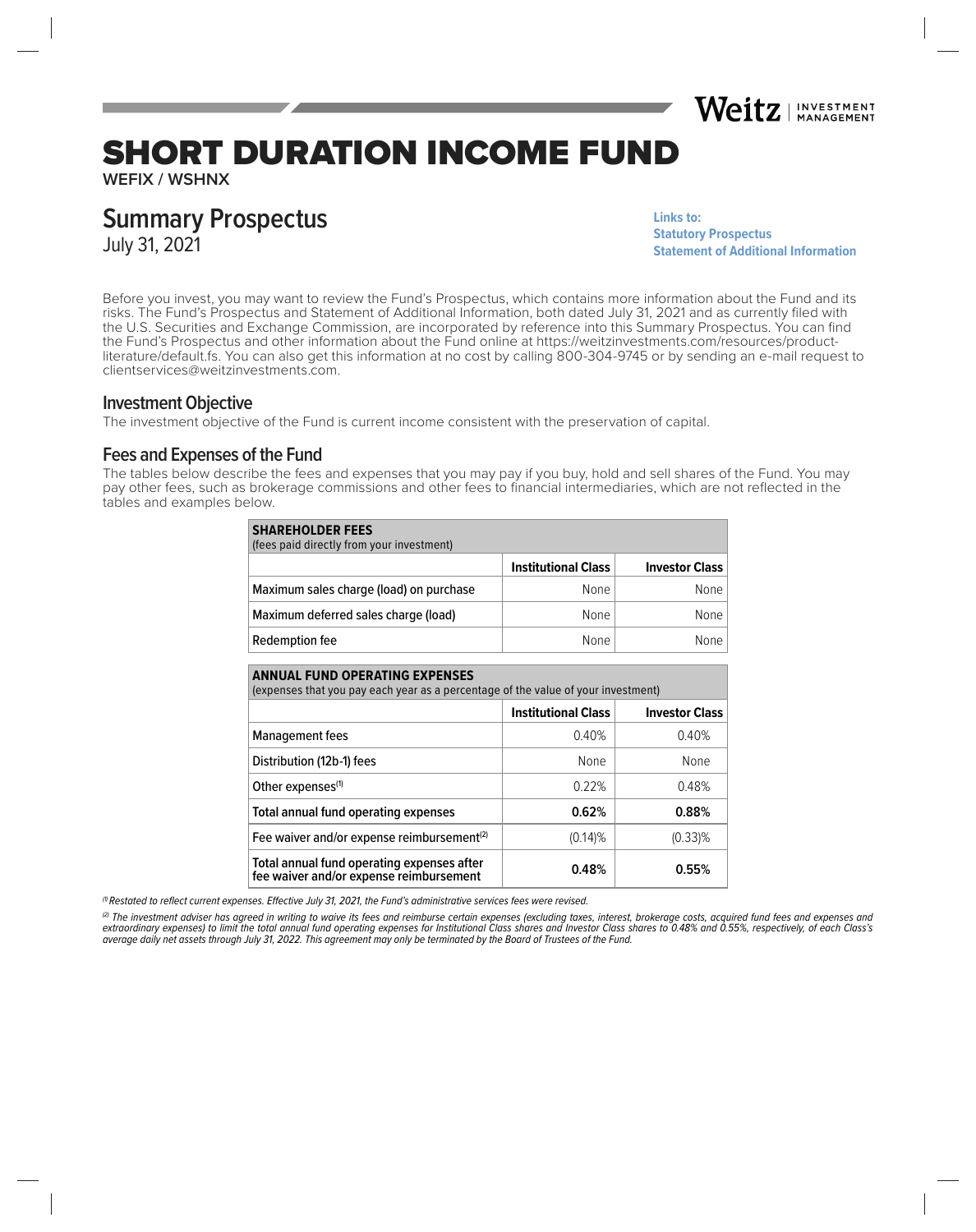Weitz | INVESTMENT MANAGEMENT

# SHORT DURATION INCOME FUND

**WEFIX / WSHNX**

## Summary Prospectus

July 31, 2021

**Links to:**
**Statutory Prospectus**
**Statement of Additional Information**

Before you invest, you may want to review the Fund's Prospectus, which contains more information about the Fund and its risks. The Fund's Prospectus and Statement of Additional Information, both dated July 31, 2021 and as currently filed with the U.S. Securities and Exchange Commission, are incorporated by reference into this Summary Prospectus. You can find the Fund's Prospectus and other information about the Fund online at https://weitzinvestments.com/resources/product-literature/default.fs. You can also get this information at no cost by calling 800-304-9745 or by sending an e-mail request to clientservices@weitzinvestments.com.

### Investment Objective

The investment objective of the Fund is current income consistent with the preservation of capital.

### Fees and Expenses of the Fund

The tables below describe the fees and expenses that you may pay if you buy, hold and sell shares of the Fund. You may pay other fees, such as brokerage commissions and other fees to financial intermediaries, which are not reflected in the tables and examples below.

| **SHAREHOLDER FEES** (fees paid directly from your investment) | | |
|---|---|---|
| | **Institutional Class** | **Investor Class** |
| Maximum sales charge (load) on purchase | None | None |
| Maximum deferred sales charge (load) | None | None |
| Redemption fee | None | None |

| **ANNUAL FUND OPERATING EXPENSES** (expenses that you pay each year as a percentage of the value of your investment) | | |
|---|---|---|
| | **Institutional Class** | **Investor Class** |
| Management fees | 0.40% | 0.40% |
| Distribution (12b-1) fees | None | None |
| Other expenses[1] | 0.22% | 0.48% |
| **Total annual fund operating expenses** | **0.62%** | **0.88%** |
| Fee waiver and/or expense reimbursement[2] | (0.14)% | (0.33)% |
| **Total annual fund operating expenses after fee waiver and/or expense reimbursement** | **0.48%** | **0.55%** |

*[1] Restated to reflect current expenses. Effective July 31, 2021, the Fund's administrative services fees were revised.*

*[2] The investment adviser has agreed in writing to waive its fees and reimburse certain expenses (excluding taxes, interest, brokerage costs, acquired fund fees and expenses and extraordinary expenses) to limit the total annual fund operating expenses for Institutional Class shares and Investor Class shares to 0.48% and 0.55%, respectively, of each Class's average daily net assets through July 31, 2022. This agreement may only be terminated by the Board of Trustees of the Fund.*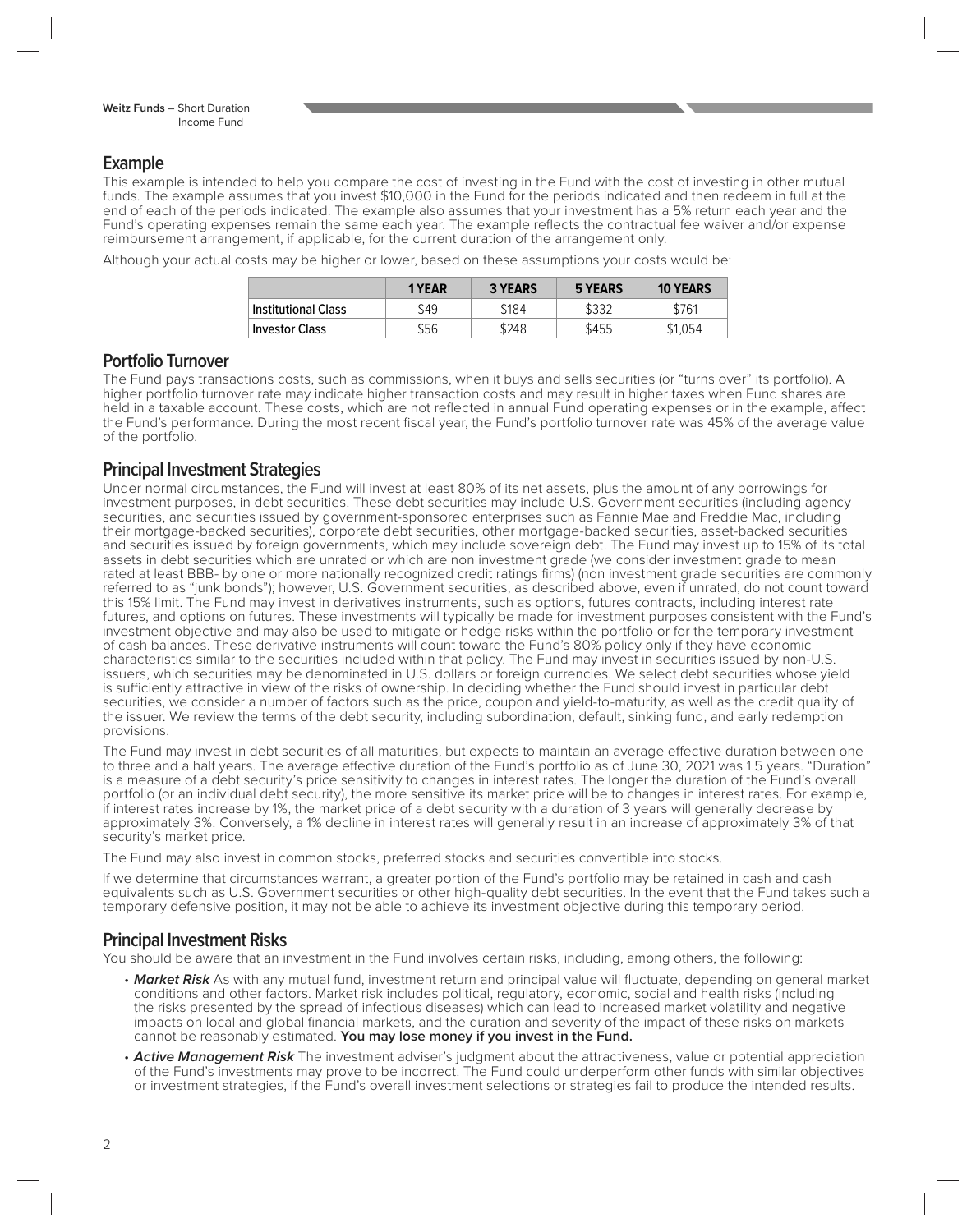## Example

This example is intended to help you compare the cost of investing in the Fund with the cost of investing in other mutual funds. The example assumes that you invest $10,000 in the Fund for the periods indicated and then redeem in full at the end of each of the periods indicated. The example also assumes that your investment has a 5% return each year and the Fund's operating expenses remain the same each year. The example reflects the contractual fee waiver and/or expense reimbursement arrangement, if applicable, for the current duration of the arrangement only.

Although your actual costs may be higher or lower, based on these assumptions your costs would be:

| | 1 YEAR | 3 YEARS | 5 YEARS | 10 YEARS |
|---|---|---|---|---|
| Institutional Class | $49 | $184 | $332 | $761 |
| Investor Class | $56 | $248 | $455 | $1,054 |

## Portfolio Turnover

The Fund pays transactions costs, such as commissions, when it buys and sells securities (or "turns over" its portfolio). A higher portfolio turnover rate may indicate higher transaction costs and may result in higher taxes when Fund shares are held in a taxable account. These costs, which are not reflected in annual Fund operating expenses or in the example, affect the Fund's performance. During the most recent fiscal year, the Fund's portfolio turnover rate was 45% of the average value of the portfolio.

## Principal Investment Strategies

Under normal circumstances, the Fund will invest at least 80% of its net assets, plus the amount of any borrowings for investment purposes, in debt securities. These debt securities may include U.S. Government securities (including agency securities, and securities issued by government-sponsored enterprises such as Fannie Mae and Freddie Mac, including their mortgage-backed securities), corporate debt securities, other mortgage-backed securities, asset-backed securities and securities issued by foreign governments, which may include sovereign debt. The Fund may invest up to 15% of its total assets in debt securities which are unrated or which are non investment grade (we consider investment grade to mean rated at least BBB- by one or more nationally recognized credit ratings firms) (non investment grade securities are commonly referred to as "junk bonds"); however, U.S. Government securities, as described above, even if unrated, do not count toward this 15% limit. The Fund may invest in derivatives instruments, such as options, futures contracts, including interest rate futures, and options on futures. These investments will typically be made for investment purposes consistent with the Fund's investment objective and may also be used to mitigate or hedge risks within the portfolio or for the temporary investment of cash balances. These derivative instruments will count toward the Fund's 80% policy only if they have economic characteristics similar to the securities included within that policy. The Fund may invest in securities issued by non-U.S. issuers, which securities may be denominated in U.S. dollars or foreign currencies. We select debt securities whose yield is sufficiently attractive in view of the risks of ownership. In deciding whether the Fund should invest in particular debt securities, we consider a number of factors such as the price, coupon and yield-to-maturity, as well as the credit quality of the issuer. We review the terms of the debt security, including subordination, default, sinking fund, and early redemption provisions.

The Fund may invest in debt securities of all maturities, but expects to maintain an average effective duration between one to three and a half years. The average effective duration of the Fund's portfolio as of June 30, 2021 was 1.5 years. "Duration" is a measure of a debt security's price sensitivity to changes in interest rates. The longer the duration of the Fund's overall portfolio (or an individual debt security), the more sensitive its market price will be to changes in interest rates. For example, if interest rates increase by 1%, the market price of a debt security with a duration of 3 years will generally decrease by approximately 3%. Conversely, a 1% decline in interest rates will generally result in an increase of approximately 3% of that security's market price.

The Fund may also invest in common stocks, preferred stocks and securities convertible into stocks.

If we determine that circumstances warrant, a greater portion of the Fund's portfolio may be retained in cash and cash equivalents such as U.S. Government securities or other high-quality debt securities. In the event that the Fund takes such a temporary defensive position, it may not be able to achieve its investment objective during this temporary period.

## Principal Investment Risks

You should be aware that an investment in the Fund involves certain risks, including, among others, the following:

- ***Market Risk*** As with any mutual fund, investment return and principal value will fluctuate, depending on general market conditions and other factors. Market risk includes political, regulatory, economic, social and health risks (including the risks presented by the spread of infectious diseases) which can lead to increased market volatility and negative impacts on local and global financial markets, and the duration and severity of the impact of these risks on markets cannot be reasonably estimated. **You may lose money if you invest in the Fund.**
- ***Active Management Risk*** The investment adviser's judgment about the attractiveness, value or potential appreciation of the Fund's investments may prove to be incorrect. The Fund could underperform other funds with similar objectives or investment strategies, if the Fund's overall investment selections or strategies fail to produce the intended results.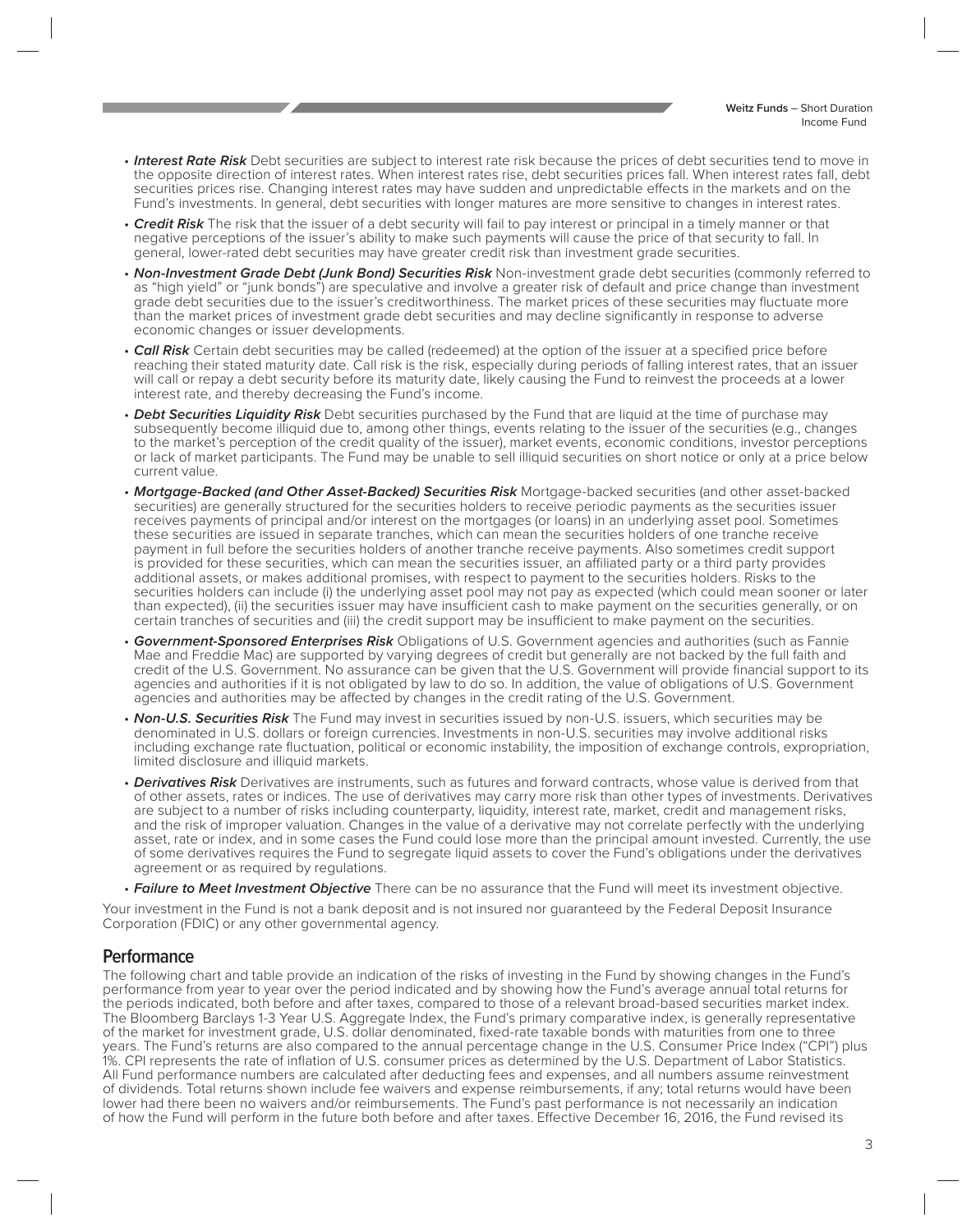- ***Interest Rate Risk*** Debt securities are subject to interest rate risk because the prices of debt securities tend to move in the opposite direction of interest rates. When interest rates rise, debt securities prices fall. When interest rates fall, debt securities prices rise. Changing interest rates may have sudden and unpredictable effects in the markets and on the Fund's investments. In general, debt securities with longer matures are more sensitive to changes in interest rates.
- ***Credit Risk*** The risk that the issuer of a debt security will fail to pay interest or principal in a timely manner or that negative perceptions of the issuer's ability to make such payments will cause the price of that security to fall. In general, lower-rated debt securities may have greater credit risk than investment grade securities.
- ***Non-Investment Grade Debt (Junk Bond) Securities Risk*** Non-investment grade debt securities (commonly referred to as "high yield" or "junk bonds") are speculative and involve a greater risk of default and price change than investment grade debt securities due to the issuer's creditworthiness. The market prices of these securities may fluctuate more than the market prices of investment grade debt securities and may decline significantly in response to adverse economic changes or issuer developments.
- ***Call Risk*** Certain debt securities may be called (redeemed) at the option of the issuer at a specified price before reaching their stated maturity date. Call risk is the risk, especially during periods of falling interest rates, that an issuer will call or repay a debt security before its maturity date, likely causing the Fund to reinvest the proceeds at a lower interest rate, and thereby decreasing the Fund's income.
- ***Debt Securities Liquidity Risk*** Debt securities purchased by the Fund that are liquid at the time of purchase may subsequently become illiquid due to, among other things, events relating to the issuer of the securities (e.g., changes to the market's perception of the credit quality of the issuer), market events, economic conditions, investor perceptions or lack of market participants. The Fund may be unable to sell illiquid securities on short notice or only at a price below current value.
- ***Mortgage-Backed (and Other Asset-Backed) Securities Risk*** Mortgage-backed securities (and other asset-backed securities) are generally structured for the securities holders to receive periodic payments as the securities issuer receives payments of principal and/or interest on the mortgages (or loans) in an underlying asset pool. Sometimes these securities are issued in separate tranches, which can mean the securities holders of one tranche receive payment in full before the securities holders of another tranche receive payments. Also sometimes credit support is provided for these securities, which can mean the securities issuer, an affiliated party or a third party provides additional assets, or makes additional promises, with respect to payment to the securities holders. Risks to the securities holders can include (i) the underlying asset pool may not pay as expected (which could mean sooner or later than expected), (ii) the securities issuer may have insufficient cash to make payment on the securities generally, or on certain tranches of securities and (iii) the credit support may be insufficient to make payment on the securities.
- ***Government-Sponsored Enterprises Risk*** Obligations of U.S. Government agencies and authorities (such as Fannie Mae and Freddie Mac) are supported by varying degrees of credit but generally are not backed by the full faith and credit of the U.S. Government. No assurance can be given that the U.S. Government will provide financial support to its agencies and authorities if it is not obligated by law to do so. In addition, the value of obligations of U.S. Government agencies and authorities may be affected by changes in the credit rating of the U.S. Government.
- ***Non-U.S. Securities Risk*** The Fund may invest in securities issued by non-U.S. issuers, which securities may be denominated in U.S. dollars or foreign currencies. Investments in non-U.S. securities may involve additional risks including exchange rate fluctuation, political or economic instability, the imposition of exchange controls, expropriation, limited disclosure and illiquid markets.
- ***Derivatives Risk*** Derivatives are instruments, such as futures and forward contracts, whose value is derived from that of other assets, rates or indices. The use of derivatives may carry more risk than other types of investments. Derivatives are subject to a number of risks including counterparty, liquidity, interest rate, market, credit and management risks, and the risk of improper valuation. Changes in the value of a derivative may not correlate perfectly with the underlying asset, rate or index, and in some cases the Fund could lose more than the principal amount invested. Currently, the use of some derivatives requires the Fund to segregate liquid assets to cover the Fund's obligations under the derivatives agreement or as required by regulations.
- ***Failure to Meet Investment Objective*** There can be no assurance that the Fund will meet its investment objective.

Your investment in the Fund is not a bank deposit and is not insured nor guaranteed by the Federal Deposit Insurance Corporation (FDIC) or any other governmental agency.

## Performance

The following chart and table provide an indication of the risks of investing in the Fund by showing changes in the Fund's performance from year to year over the period indicated and by showing how the Fund's average annual total returns for the periods indicated, both before and after taxes, compared to those of a relevant broad-based securities market index. The Bloomberg Barclays 1-3 Year U.S. Aggregate Index, the Fund's primary comparative index, is generally representative of the market for investment grade, U.S. dollar denominated, fixed-rate taxable bonds with maturities from one to three years. The Fund's returns are also compared to the annual percentage change in the U.S. Consumer Price Index ("CPI") plus 1%. CPI represents the rate of inflation of U.S. consumer prices as determined by the U.S. Department of Labor Statistics. All Fund performance numbers are calculated after deducting fees and expenses, and all numbers assume reinvestment of dividends. Total returns shown include fee waivers and expense reimbursements, if any; total returns would have been lower had there been no waivers and/or reimbursements. The Fund's past performance is not necessarily an indication of how the Fund will perform in the future both before and after taxes. Effective December 16, 2016, the Fund revised its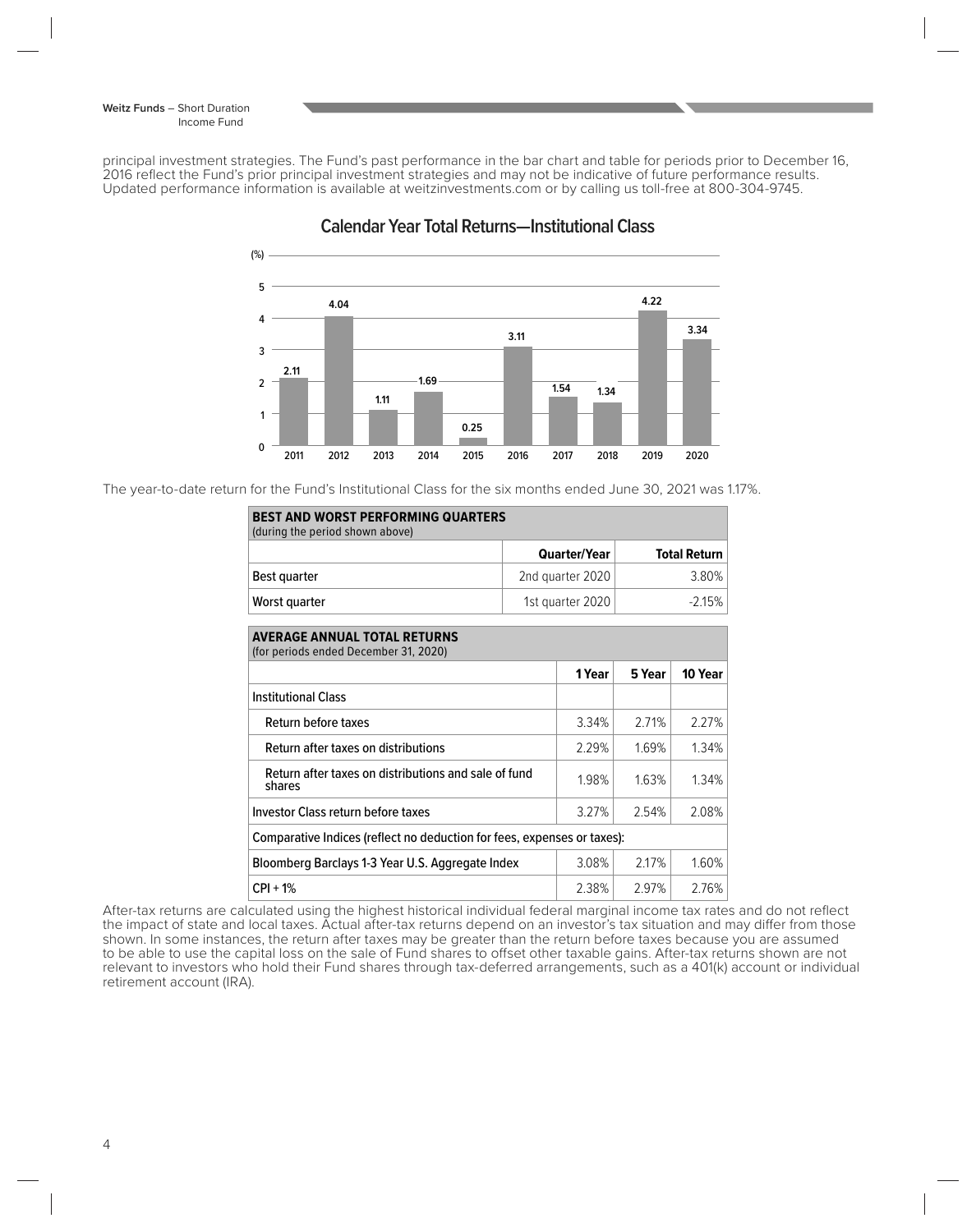principal investment strategies. The Fund's past performance in the bar chart and table for periods prior to December 16, 2016 reflect the Fund's prior principal investment strategies and may not be indicative of future performance results. Updated performance information is available at weitzinvestments.com or by calling us toll-free at 800-304-9745.

## Calendar Year Total Returns—Institutional Class

| Year | (%) |
|---|---|
| 2011 | 2.11 |
| 2012 | 4.04 |
| 2013 | 1.11 |
| 2014 | 1.69 |
| 2015 | 0.25 |
| 2016 | 3.11 |
| 2017 | 1.54 |
| 2018 | 1.34 |
| 2019 | 4.22 |
| 2020 | 3.34 |

The year-to-date return for the Fund's Institutional Class for the six months ended June 30, 2021 was 1.17%.

**BEST AND WORST PERFORMING QUARTERS**
(during the period shown above)

| | Quarter/Year | Total Return |
|---|---|---|
| Best quarter | 2nd quarter 2020 | 3.80% |
| Worst quarter | 1st quarter 2020 | -2.15% |

**AVERAGE ANNUAL TOTAL RETURNS**
(for periods ended December 31, 2020)

| | 1 Year | 5 Year | 10 Year |
|---|---|---|---|
| Institutional Class | | | |
| Return before taxes | 3.34% | 2.71% | 2.27% |
| Return after taxes on distributions | 2.29% | 1.69% | 1.34% |
| Return after taxes on distributions and sale of fund shares | 1.98% | 1.63% | 1.34% |
| Investor Class return before taxes | 3.27% | 2.54% | 2.08% |
| Comparative Indices (reflect no deduction for fees, expenses or taxes): | | | |
| Bloomberg Barclays 1-3 Year U.S. Aggregate Index | 3.08% | 2.17% | 1.60% |
| CPI + 1% | 2.38% | 2.97% | 2.76% |

After-tax returns are calculated using the highest historical individual federal marginal income tax rates and do not reflect the impact of state and local taxes. Actual after-tax returns depend on an investor's tax situation and may differ from those shown. In some instances, the return after taxes may be greater than the return before taxes because you are assumed to be able to use the capital loss on the sale of Fund shares to offset other taxable gains. After-tax returns shown are not relevant to investors who hold their Fund shares through tax-deferred arrangements, such as a 401(k) account or individual retirement account (IRA).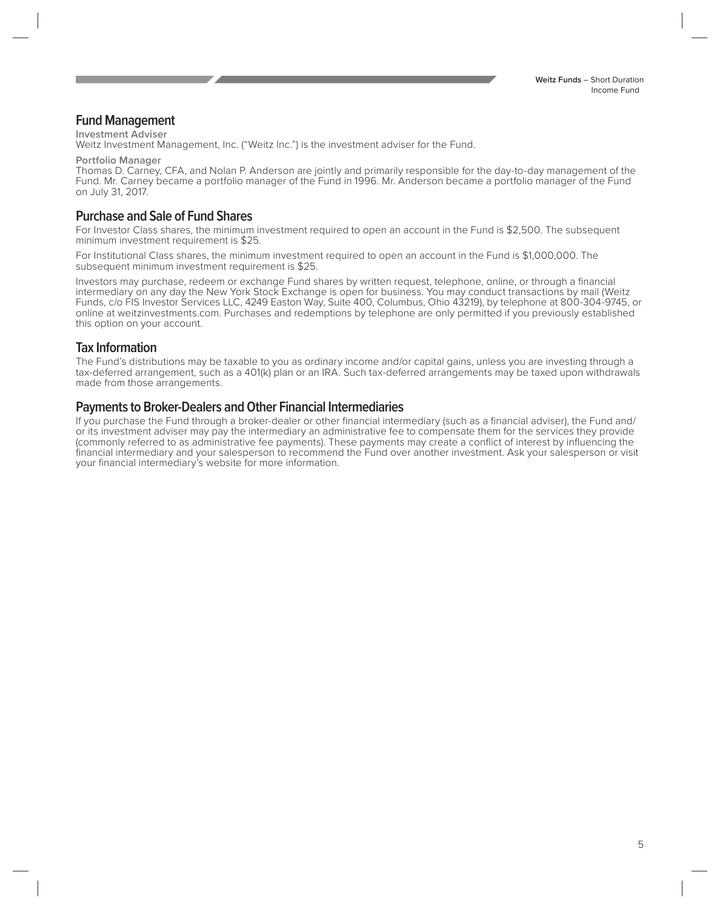## Fund Management

**Investment Adviser**

Weitz Investment Management, Inc. ("Weitz Inc.") is the investment adviser for the Fund.

**Portfolio Manager**

Thomas D. Carney, CFA, and Nolan P. Anderson are jointly and primarily responsible for the day-to-day management of the Fund. Mr. Carney became a portfolio manager of the Fund in 1996. Mr. Anderson became a portfolio manager of the Fund on July 31, 2017.

## Purchase and Sale of Fund Shares

For Investor Class shares, the minimum investment required to open an account in the Fund is $2,500. The subsequent minimum investment requirement is $25.

For Institutional Class shares, the minimum investment required to open an account in the Fund is $1,000,000. The subsequent minimum investment requirement is $25.

Investors may purchase, redeem or exchange Fund shares by written request, telephone, online, or through a financial intermediary on any day the New York Stock Exchange is open for business. You may conduct transactions by mail (Weitz Funds, c/o FIS Investor Services LLC, 4249 Easton Way, Suite 400, Columbus, Ohio 43219), by telephone at 800-304-9745, or online at weitzinvestments.com. Purchases and redemptions by telephone are only permitted if you previously established this option on your account.

## Tax Information

The Fund's distributions may be taxable to you as ordinary income and/or capital gains, unless you are investing through a tax-deferred arrangement, such as a 401(k) plan or an IRA. Such tax-deferred arrangements may be taxed upon withdrawals made from those arrangements.

## Payments to Broker-Dealers and Other Financial Intermediaries

If you purchase the Fund through a broker-dealer or other financial intermediary (such as a financial adviser), the Fund and/or its investment adviser may pay the intermediary an administrative fee to compensate them for the services they provide (commonly referred to as administrative fee payments). These payments may create a conflict of interest by influencing the financial intermediary and your salesperson to recommend the Fund over another investment. Ask your salesperson or visit your financial intermediary's website for more information.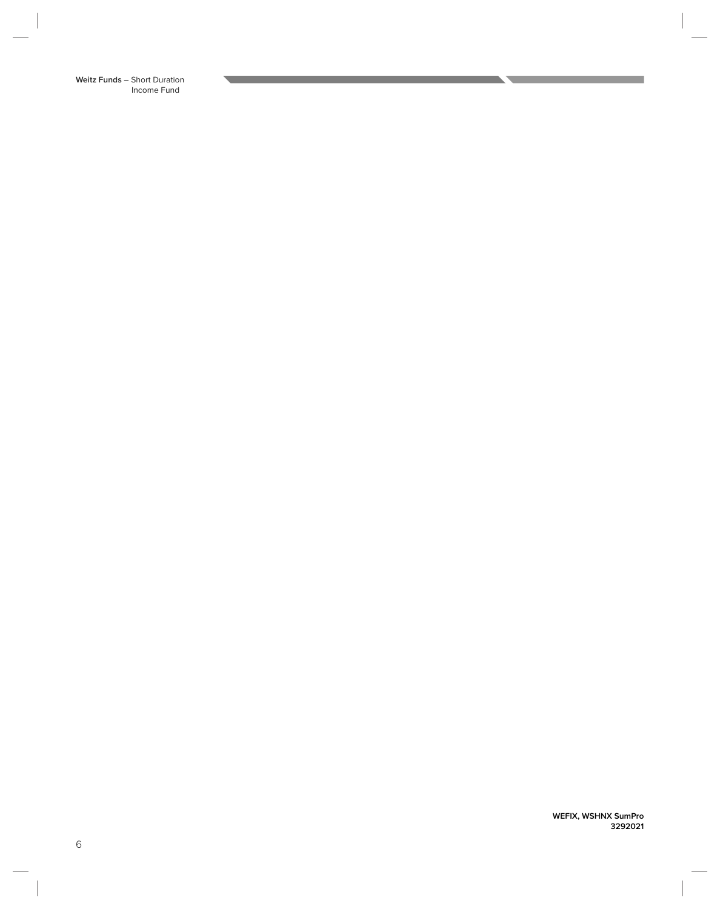**WEFIX, WSHNX SumPro**
**3292021**